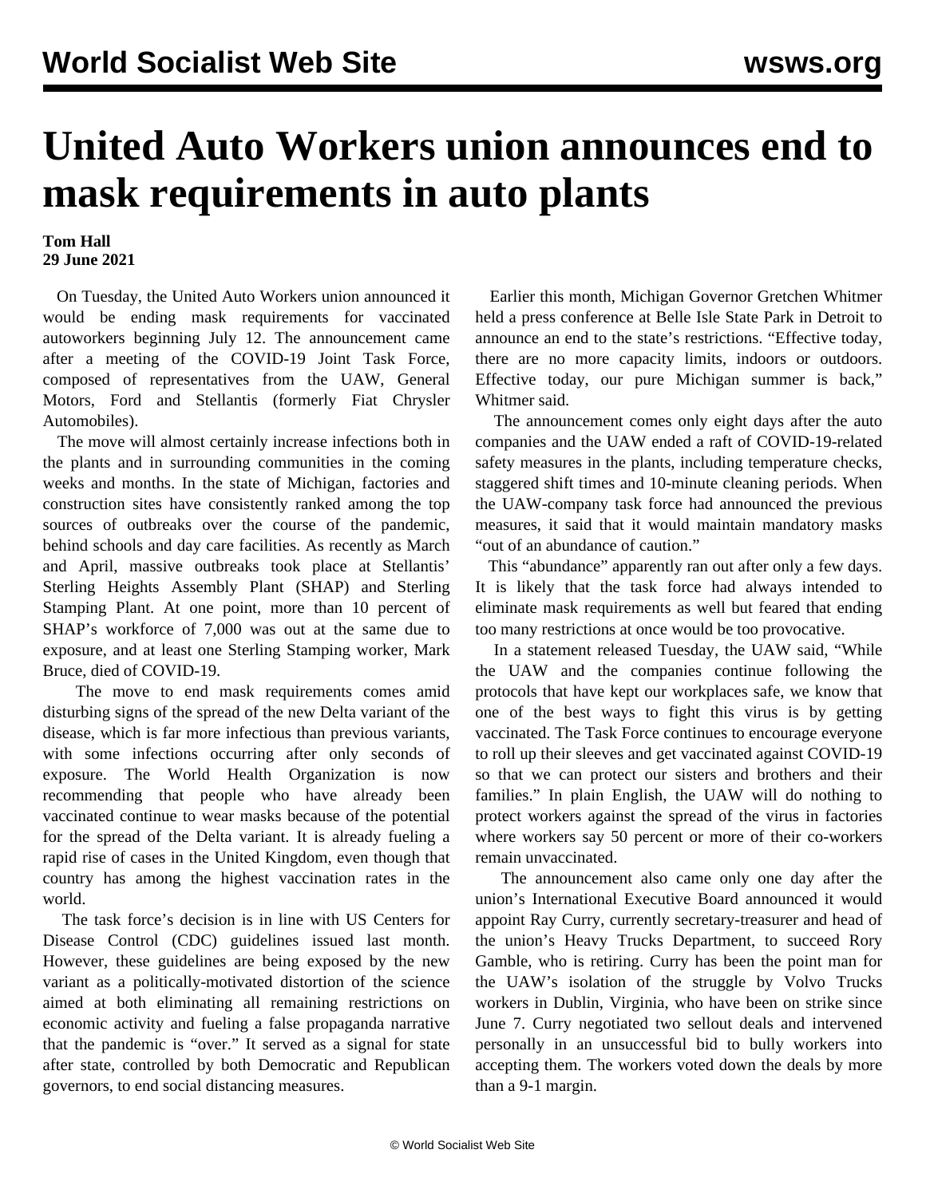# United Auto Workers union announces end to mask requirements in auto plants

**Tom Hall**
**29 June 2021**

On Tuesday, the United Auto Workers union announced it would be ending mask requirements for vaccinated autoworkers beginning July 12. The announcement came after a meeting of the COVID-19 Joint Task Force, composed of representatives from the UAW, General Motors, Ford and Stellantis (formerly Fiat Chrysler Automobiles).

The move will almost certainly increase infections both in the plants and in surrounding communities in the coming weeks and months. In the state of Michigan, factories and construction sites have consistently ranked among the top sources of outbreaks over the course of the pandemic, behind schools and day care facilities. As recently as March and April, massive outbreaks took place at Stellantis' Sterling Heights Assembly Plant (SHAP) and Sterling Stamping Plant. At one point, more than 10 percent of SHAP's workforce of 7,000 was out at the same due to exposure, and at least one Sterling Stamping worker, Mark Bruce, died of COVID-19.

The move to end mask requirements comes amid disturbing signs of the spread of the new Delta variant of the disease, which is far more infectious than previous variants, with some infections occurring after only seconds of exposure. The World Health Organization is now recommending that people who have already been vaccinated continue to wear masks because of the potential for the spread of the Delta variant. It is already fueling a rapid rise of cases in the United Kingdom, even though that country has among the highest vaccination rates in the world.

The task force's decision is in line with US Centers for Disease Control (CDC) guidelines issued last month. However, these guidelines are being exposed by the new variant as a politically-motivated distortion of the science aimed at both eliminating all remaining restrictions on economic activity and fueling a false propaganda narrative that the pandemic is "over." It served as a signal for state after state, controlled by both Democratic and Republican governors, to end social distancing measures.

Earlier this month, Michigan Governor Gretchen Whitmer held a press conference at Belle Isle State Park in Detroit to announce an end to the state's restrictions. "Effective today, there are no more capacity limits, indoors or outdoors. Effective today, our pure Michigan summer is back," Whitmer said.

The announcement comes only eight days after the auto companies and the UAW ended a raft of COVID-19-related safety measures in the plants, including temperature checks, staggered shift times and 10-minute cleaning periods. When the UAW-company task force had announced the previous measures, it said that it would maintain mandatory masks "out of an abundance of caution."

This "abundance" apparently ran out after only a few days. It is likely that the task force had always intended to eliminate mask requirements as well but feared that ending too many restrictions at once would be too provocative.

In a statement released Tuesday, the UAW said, "While the UAW and the companies continue following the protocols that have kept our workplaces safe, we know that one of the best ways to fight this virus is by getting vaccinated. The Task Force continues to encourage everyone to roll up their sleeves and get vaccinated against COVID-19 so that we can protect our sisters and brothers and their families." In plain English, the UAW will do nothing to protect workers against the spread of the virus in factories where workers say 50 percent or more of their co-workers remain unvaccinated.

The announcement also came only one day after the union's International Executive Board announced it would appoint Ray Curry, currently secretary-treasurer and head of the union's Heavy Trucks Department, to succeed Rory Gamble, who is retiring. Curry has been the point man for the UAW's isolation of the struggle by Volvo Trucks workers in Dublin, Virginia, who have been on strike since June 7. Curry negotiated two sellout deals and intervened personally in an unsuccessful bid to bully workers into accepting them. The workers voted down the deals by more than a 9-1 margin.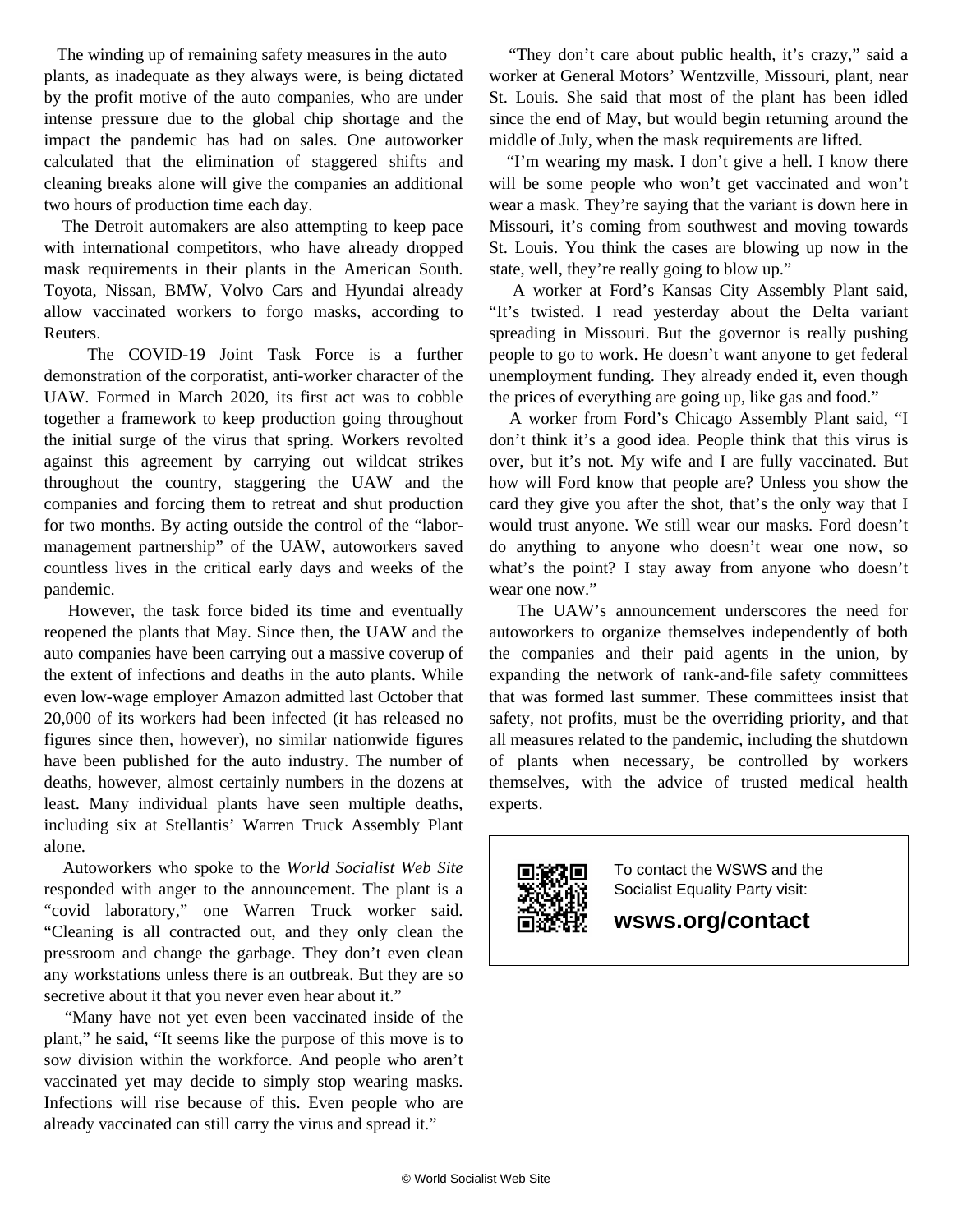The winding up of remaining safety measures in the auto plants, as inadequate as they always were, is being dictated by the profit motive of the auto companies, who are under intense pressure due to the global chip shortage and the impact the pandemic has had on sales. One autoworker calculated that the elimination of staggered shifts and cleaning breaks alone will give the companies an additional two hours of production time each day.

The Detroit automakers are also attempting to keep pace with international competitors, who have already dropped mask requirements in their plants in the American South. Toyota, Nissan, BMW, Volvo Cars and Hyundai already allow vaccinated workers to forgo masks, according to Reuters.

The COVID-19 Joint Task Force is a further demonstration of the corporatist, anti-worker character of the UAW. Formed in March 2020, its first act was to cobble together a framework to keep production going throughout the initial surge of the virus that spring. Workers revolted against this agreement by carrying out wildcat strikes throughout the country, staggering the UAW and the companies and forcing them to retreat and shut production for two months. By acting outside the control of the "labor-management partnership" of the UAW, autoworkers saved countless lives in the critical early days and weeks of the pandemic.

However, the task force bided its time and eventually reopened the plants that May. Since then, the UAW and the auto companies have been carrying out a massive coverup of the extent of infections and deaths in the auto plants. While even low-wage employer Amazon admitted last October that 20,000 of its workers had been infected (it has released no figures since then, however), no similar nationwide figures have been published for the auto industry. The number of deaths, however, almost certainly numbers in the dozens at least. Many individual plants have seen multiple deaths, including six at Stellantis' Warren Truck Assembly Plant alone.

Autoworkers who spoke to the *World Socialist Web Site* responded with anger to the announcement. The plant is a "covid laboratory," one Warren Truck worker said. "Cleaning is all contracted out, and they only clean the pressroom and change the garbage. They don't even clean any workstations unless there is an outbreak. But they are so secretive about it that you never even hear about it."

"Many have not yet even been vaccinated inside of the plant," he said, "It seems like the purpose of this move is to sow division within the workforce. And people who aren't vaccinated yet may decide to simply stop wearing masks. Infections will rise because of this. Even people who are already vaccinated can still carry the virus and spread it."

"They don't care about public health, it's crazy," said a worker at General Motors' Wentzville, Missouri, plant, near St. Louis. She said that most of the plant has been idled since the end of May, but would begin returning around the middle of July, when the mask requirements are lifted.

"I'm wearing my mask. I don't give a hell. I know there will be some people who won't get vaccinated and won't wear a mask. They're saying that the variant is down here in Missouri, it's coming from southwest and moving towards St. Louis. You think the cases are blowing up now in the state, well, they're really going to blow up."

A worker at Ford's Kansas City Assembly Plant said, "It's twisted. I read yesterday about the Delta variant spreading in Missouri. But the governor is really pushing people to go to work. He doesn't want anyone to get federal unemployment funding. They already ended it, even though the prices of everything are going up, like gas and food."

A worker from Ford's Chicago Assembly Plant said, "I don't think it's a good idea. People think that this virus is over, but it's not. My wife and I are fully vaccinated. But how will Ford know that people are? Unless you show the card they give you after the shot, that's the only way that I would trust anyone. We still wear our masks. Ford doesn't do anything to anyone who doesn't wear one now, so what's the point? I stay away from anyone who doesn't wear one now."

The UAW's announcement underscores the need for autoworkers to organize themselves independently of both the companies and their paid agents in the union, by expanding the network of rank-and-file safety committees that was formed last summer. These committees insist that safety, not profits, must be the overriding priority, and that all measures related to the pandemic, including the shutdown of plants when necessary, be controlled by workers themselves, with the advice of trusted medical health experts.

To contact the WSWS and the Socialist Equality Party visit:

**wsws.org/contact**